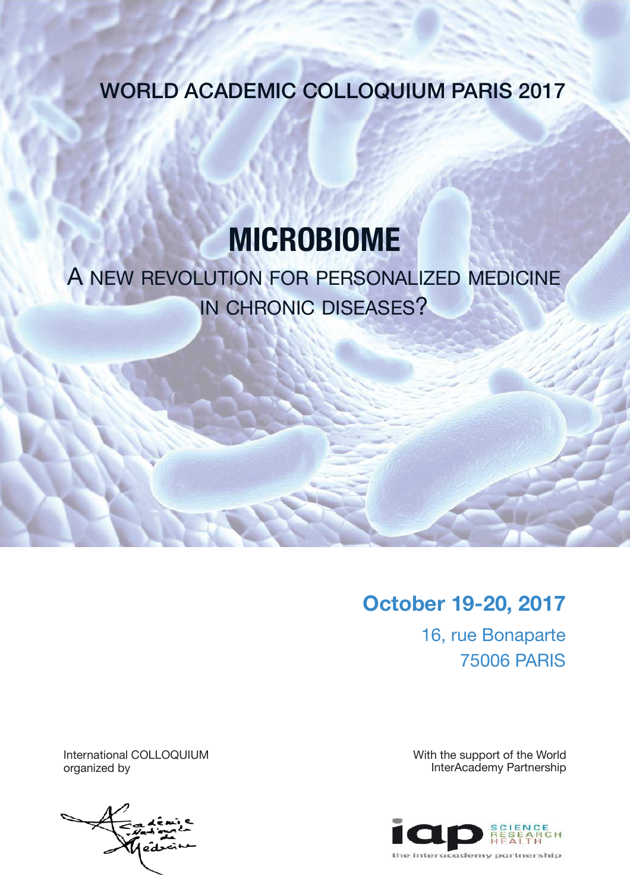WORLD ACADEMIC COLLOQUIUM PARIS 2017

# MICROBIOME

## A NEW REVOLUTION FOR PERSONALIZED MEDICINE IN CHRONIC DISEASES?

**October 19-20, 2017**

16, rue Bonaparte
75006 PARIS

International COLLOQUIUM
organized by

With the support of the World
InterAcademy Partnership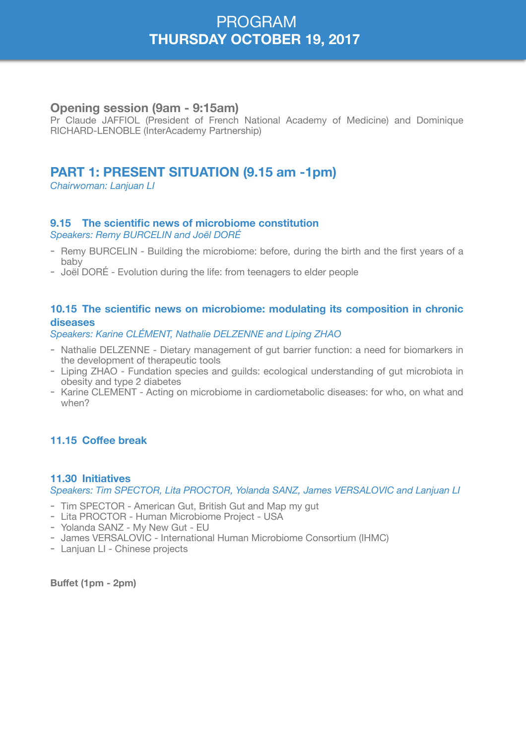# PROGRAM
## THURSDAY OCTOBER 19, 2017

### Opening session (9am - 9:15am)

Pr Claude JAFFIOL (President of French National Academy of Medicine) and Dominique RICHARD-LENOBLE (InterAcademy Partnership)

## PART 1: PRESENT SITUATION (9.15 am -1pm)

*Chairwoman: Lanjuan LI*

### 9.15 The scientific news of microbiome constitution

*Speakers: Remy BURCELIN and Joël DORÉ*

- Remy BURCELIN - Building the microbiome: before, during the birth and the first years of a baby
- Joël DORÉ - Evolution during the life: from teenagers to elder people

### 10.15 The scientific news on microbiome: modulating its composition in chronic diseases

*Speakers: Karine CLÉMENT, Nathalie DELZENNE and Liping ZHAO*

- Nathalie DELZENNE - Dietary management of gut barrier function: a need for biomarkers in the development of therapeutic tools
- Liping ZHAO - Fundation species and guilds: ecological understanding of gut microbiota in obesity and type 2 diabetes
- Karine CLEMENT - Acting on microbiome in cardiometabolic diseases: for who, on what and when?

### 11.15 Coffee break

### 11.30 Initiatives

*Speakers: Tim SPECTOR, Lita PROCTOR, Yolanda SANZ, James VERSALOVIC and Lanjuan LI*

- Tim SPECTOR - American Gut, British Gut and Map my gut
- Lita PROCTOR - Human Microbiome Project - USA
- Yolanda SANZ - My New Gut - EU
- James VERSALOVIC - International Human Microbiome Consortium (IHMC)
- Lanjuan LI - Chinese projects

**Buffet (1pm - 2pm)**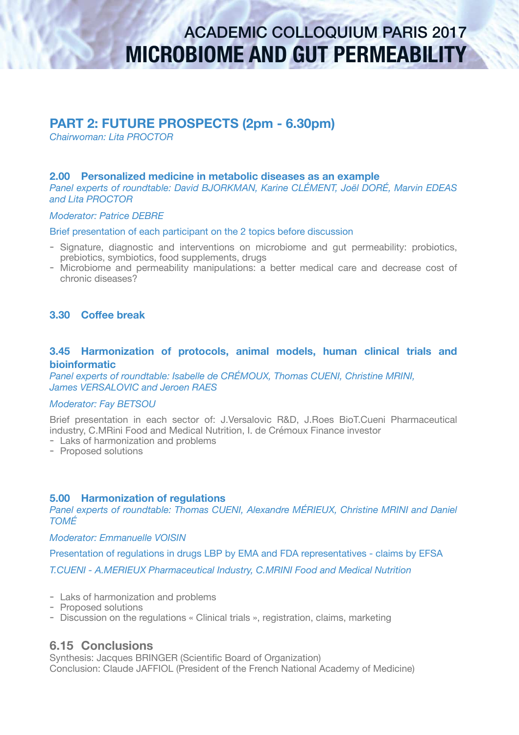# ACADEMIC COLLOQUIUM PARIS 2017
# MICROBIOME AND GUT PERMEABILITY

## PART 2: FUTURE PROSPECTS (2pm - 6.30pm)

*Chairwoman: Lita PROCTOR*

### 2.00 Personalized medicine in metabolic diseases as an example

*Panel experts of roundtable: David BJORKMAN, Karine CLÉMENT, Joël DORÉ, Marvin EDEAS and Lita PROCTOR*

*Moderator: Patrice DEBRE*

Brief presentation of each participant on the 2 topics before discussion

- Signature, diagnostic and interventions on microbiome and gut permeability: probiotics, prebiotics, symbiotics, food supplements, drugs
- Microbiome and permeability manipulations: a better medical care and decrease cost of chronic diseases?

### 3.30 Coffee break

### 3.45 Harmonization of protocols, animal models, human clinical trials and bioinformatic

*Panel experts of roundtable: Isabelle de CRÉMOUX, Thomas CUENI, Christine MRINI, James VERSALOVIC and Jeroen RAES*

*Moderator: Fay BETSOU*

Brief presentation in each sector of: J.Versalovic R&D, J.Roes BioT.Cueni Pharmaceutical industry, C.MRini Food and Medical Nutrition, I. de Crémoux Finance investor

- Laks of harmonization and problems
- Proposed solutions

### 5.00 Harmonization of regulations

*Panel experts of roundtable: Thomas CUENI, Alexandre MÉRIEUX, Christine MRINI and Daniel TOMÉ*

*Moderator: Emmanuelle VOISIN*

Presentation of regulations in drugs LBP by EMA and FDA representatives - claims by EFSA

*T.CUENI - A.MERIEUX Pharmaceutical Industry, C.MRINI Food and Medical Nutrition*

- Laks of harmonization and problems
- Proposed solutions
- Discussion on the regulations « Clinical trials », registration, claims, marketing

### 6.15 Conclusions

Synthesis: Jacques BRINGER (Scientific Board of Organization)
Conclusion: Claude JAFFIOL (President of the French National Academy of Medicine)